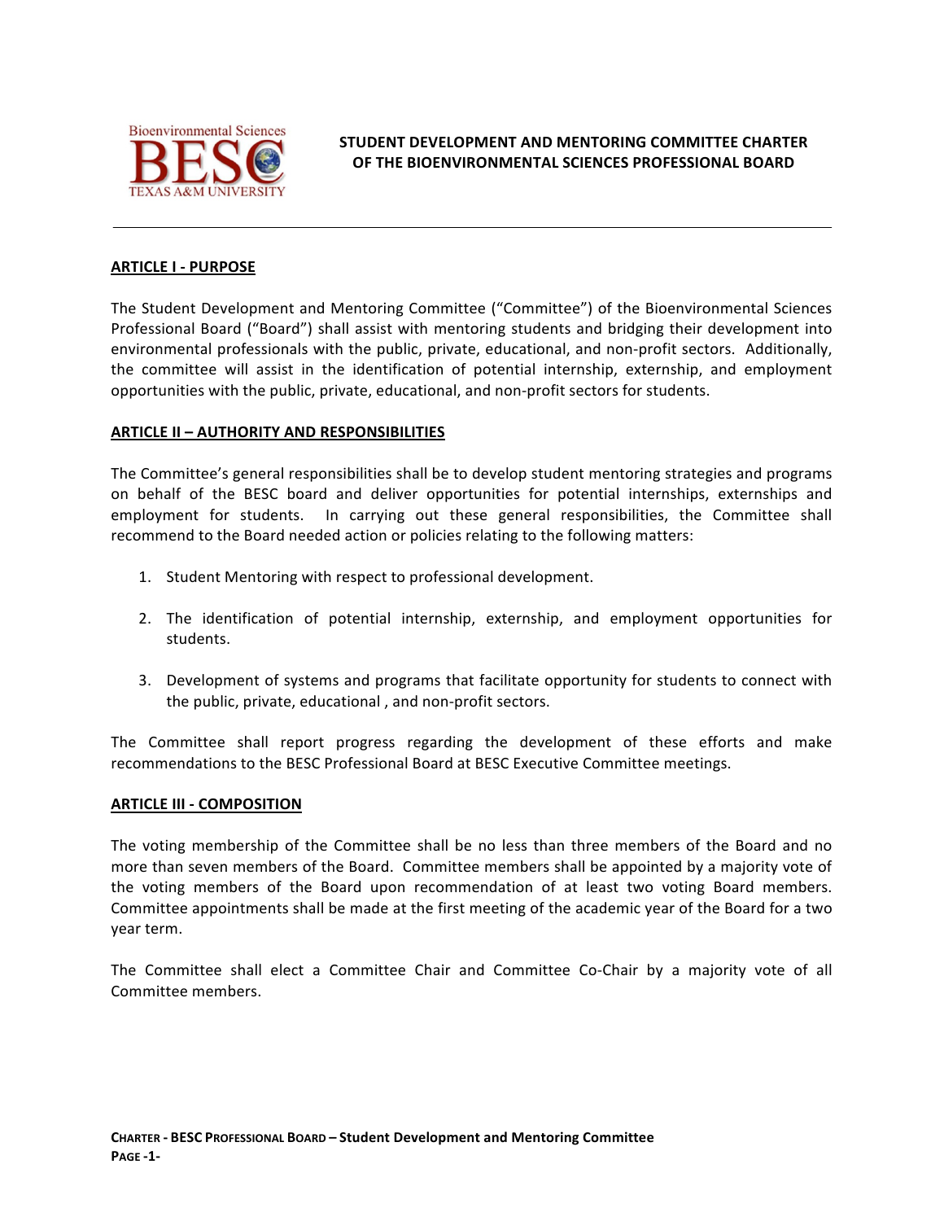# STUDENT DEVELOPMENT AND MENTORING COMMITTEE CHARTER OF THE BIOENVIRONMENTAL SCIENCES PROFESSIONAL BOARD

## ARTICLE I - PURPOSE

The Student Development and Mentoring Committee ("Committee") of the Bioenvironmental Sciences Professional Board ("Board") shall assist with mentoring students and bridging their development into environmental professionals with the public, private, educational, and non-profit sectors. Additionally, the committee will assist in the identification of potential internship, externship, and employment opportunities with the public, private, educational, and non-profit sectors for students.

## ARTICLE II – AUTHORITY AND RESPONSIBILITIES

The Committee's general responsibilities shall be to develop student mentoring strategies and programs on behalf of the BESC board and deliver opportunities for potential internships, externships and employment for students. In carrying out these general responsibilities, the Committee shall recommend to the Board needed action or policies relating to the following matters:

1. Student Mentoring with respect to professional development.

2. The identification of potential internship, externship, and employment opportunities for students.

3. Development of systems and programs that facilitate opportunity for students to connect with the public, private, educational , and non-profit sectors.

The Committee shall report progress regarding the development of these efforts and make recommendations to the BESC Professional Board at BESC Executive Committee meetings.

## ARTICLE III - COMPOSITION

The voting membership of the Committee shall be no less than three members of the Board and no more than seven members of the Board. Committee members shall be appointed by a majority vote of the voting members of the Board upon recommendation of at least two voting Board members. Committee appointments shall be made at the first meeting of the academic year of the Board for a two year term.

The Committee shall elect a Committee Chair and Committee Co-Chair by a majority vote of all Committee members.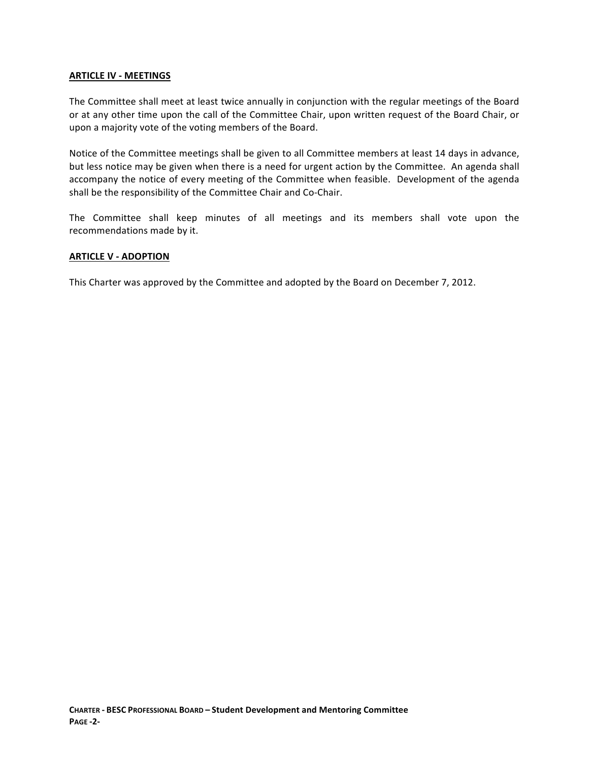## ARTICLE IV - MEETINGS

The Committee shall meet at least twice annually in conjunction with the regular meetings of the Board or at any other time upon the call of the Committee Chair, upon written request of the Board Chair, or upon a majority vote of the voting members of the Board.

Notice of the Committee meetings shall be given to all Committee members at least 14 days in advance, but less notice may be given when there is a need for urgent action by the Committee. An agenda shall accompany the notice of every meeting of the Committee when feasible. Development of the agenda shall be the responsibility of the Committee Chair and Co-Chair.

The Committee shall keep minutes of all meetings and its members shall vote upon the recommendations made by it.

## ARTICLE V - ADOPTION

This Charter was approved by the Committee and adopted by the Board on December 7, 2012.